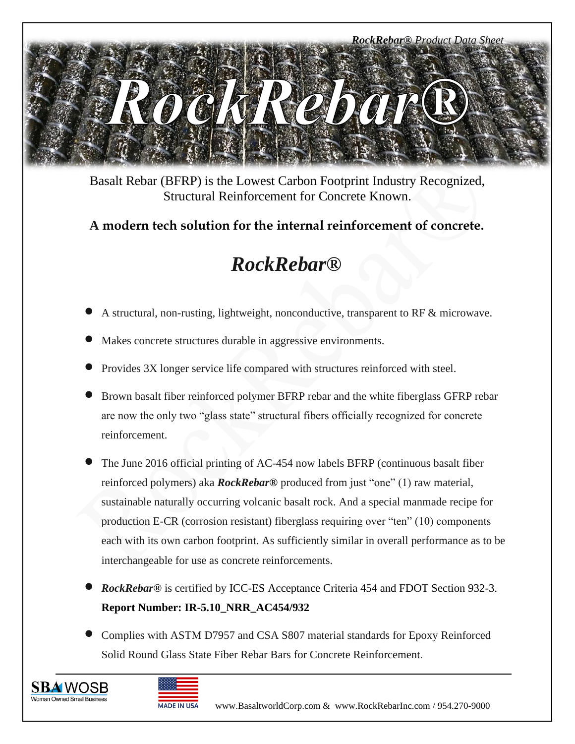# RockRebar®

Basalt Rebar (BFRP) is the Lowest Carbon Footprint Industry Recognized, Structural Reinforcement for Concrete Known.

**A modern tech solution for the internal reinforcement of concrete.**

## *RockRebar®*

- A structural, non-rusting, lightweight, nonconductive, transparent to RF & microwave.
- Makes concrete structures durable in aggressive environments.
- Provides 3X longer service life compared with structures reinforced with steel.
- Brown basalt fiber reinforced polymer BFRP rebar and the white fiberglass GFRP rebar are now the only two "glass state" structural fibers officially recognized for concrete reinforcement.
- The June 2016 official printing of AC-454 now labels BFRP (continuous basalt fiber reinforced polymers) aka ***RockRebar®*** produced from just "one" (1) raw material, sustainable naturally occurring volcanic basalt rock. And a special manmade recipe for production E-CR (corrosion resistant) fiberglass requiring over "ten" (10) components each with its own carbon footprint. As sufficiently similar in overall performance as to be interchangeable for use as concrete reinforcements.
- ***RockRebar®*** is certified by ICC-ES Acceptance Criteria 454 and FDOT Section 932-3. **Report Number: IR-5.10_NRR_AC454/932**
- Complies with ASTM D7957 and CSA S807 material standards for Epoxy Reinforced Solid Round Glass State Fiber Rebar Bars for Concrete Reinforcement.

SBA WOSB Woman Owned Small Business

MADE IN USA

www.BasaltworldCorp.com & www.RockRebarInc.com / 954.270-9000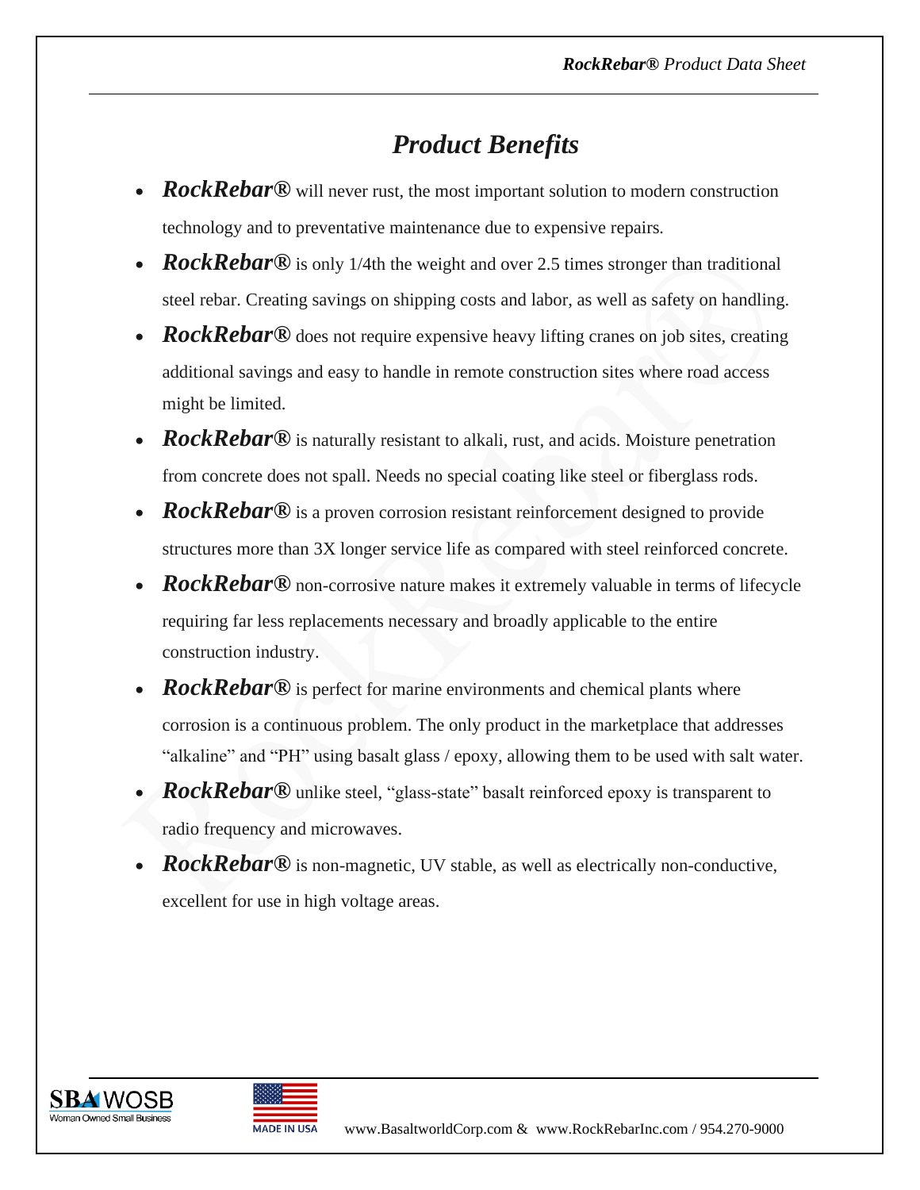# *Product Benefits*

- ***RockRebar®*** will never rust, the most important solution to modern construction technology and to preventative maintenance due to expensive repairs.
- ***RockRebar®*** is only 1/4th the weight and over 2.5 times stronger than traditional steel rebar. Creating savings on shipping costs and labor, as well as safety on handling.
- ***RockRebar®*** does not require expensive heavy lifting cranes on job sites, creating additional savings and easy to handle in remote construction sites where road access might be limited.
- ***RockRebar®*** is naturally resistant to alkali, rust, and acids. Moisture penetration from concrete does not spall. Needs no special coating like steel or fiberglass rods.
- ***RockRebar®*** is a proven corrosion resistant reinforcement designed to provide structures more than 3X longer service life as compared with steel reinforced concrete.
- ***RockRebar®*** non-corrosive nature makes it extremely valuable in terms of lifecycle requiring far less replacements necessary and broadly applicable to the entire construction industry.
- ***RockRebar®*** is perfect for marine environments and chemical plants where corrosion is a continuous problem. The only product in the marketplace that addresses "alkaline" and "PH" using basalt glass / epoxy, allowing them to be used with salt water.
- ***RockRebar®*** unlike steel, "glass-state" basalt reinforced epoxy is transparent to radio frequency and microwaves.
- ***RockRebar®*** is non-magnetic, UV stable, as well as electrically non-conductive, excellent for use in high voltage areas.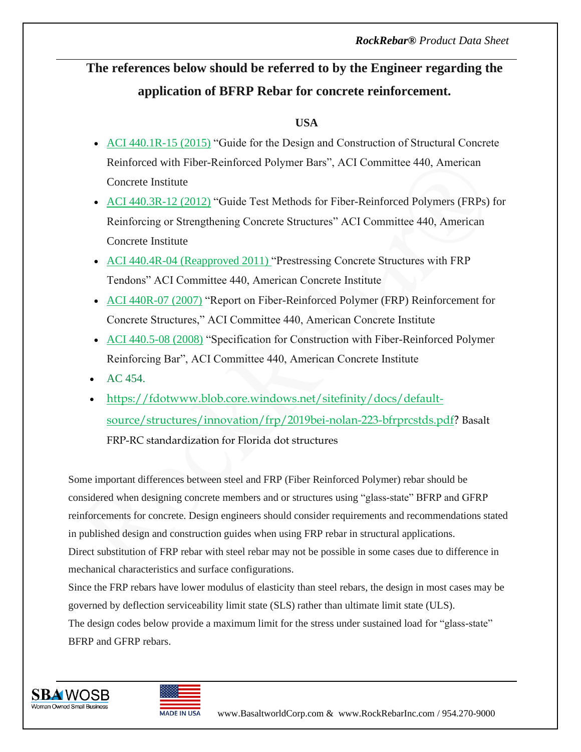## The references below should be referred to by the Engineer regarding the application of BFRP Rebar for concrete reinforcement.

**USA**

- ACI 440.1R-15 (2015) "Guide for the Design and Construction of Structural Concrete Reinforced with Fiber-Reinforced Polymer Bars", ACI Committee 440, American Concrete Institute
- ACI 440.3R-12 (2012) "Guide Test Methods for Fiber-Reinforced Polymers (FRPs) for Reinforcing or Strengthening Concrete Structures" ACI Committee 440, American Concrete Institute
- ACI 440.4R-04 (Reapproved 2011) "Prestressing Concrete Structures with FRP Tendons" ACI Committee 440, American Concrete Institute
- ACI 440R-07 (2007) "Report on Fiber-Reinforced Polymer (FRP) Reinforcement for Concrete Structures," ACI Committee 440, American Concrete Institute
- ACI 440.5-08 (2008) "Specification for Construction with Fiber-Reinforced Polymer Reinforcing Bar", ACI Committee 440, American Concrete Institute
- AC 454.
- https://fdotwww.blob.core.windows.net/sitefinity/docs/default-source/structures/innovation/frp/2019bei-nolan-223-bfrprcstds.pdf? Basalt FRP-RC standardization for Florida dot structures

Some important differences between steel and FRP (Fiber Reinforced Polymer) rebar should be considered when designing concrete members and or structures using "glass-state" BFRP and GFRP reinforcements for concrete. Design engineers should consider requirements and recommendations stated in published design and construction guides when using FRP rebar in structural applications.

Direct substitution of FRP rebar with steel rebar may not be possible in some cases due to difference in mechanical characteristics and surface configurations.

Since the FRP rebars have lower modulus of elasticity than steel rebars, the design in most cases may be governed by deflection serviceability limit state (SLS) rather than ultimate limit state (ULS).

The design codes below provide a maximum limit for the stress under sustained load for "glass-state" BFRP and GFRP rebars.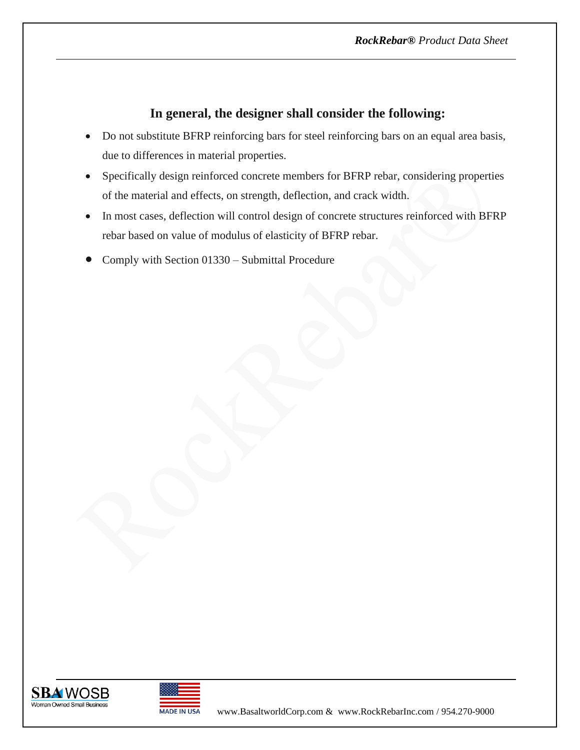## In general, the designer shall consider the following:

- Do not substitute BFRP reinforcing bars for steel reinforcing bars on an equal area basis, due to differences in material properties.
- Specifically design reinforced concrete members for BFRP rebar, considering properties of the material and effects, on strength, deflection, and crack width.
- In most cases, deflection will control design of concrete structures reinforced with BFRP rebar based on value of modulus of elasticity of BFRP rebar.
- Comply with Section 01330 – Submittal Procedure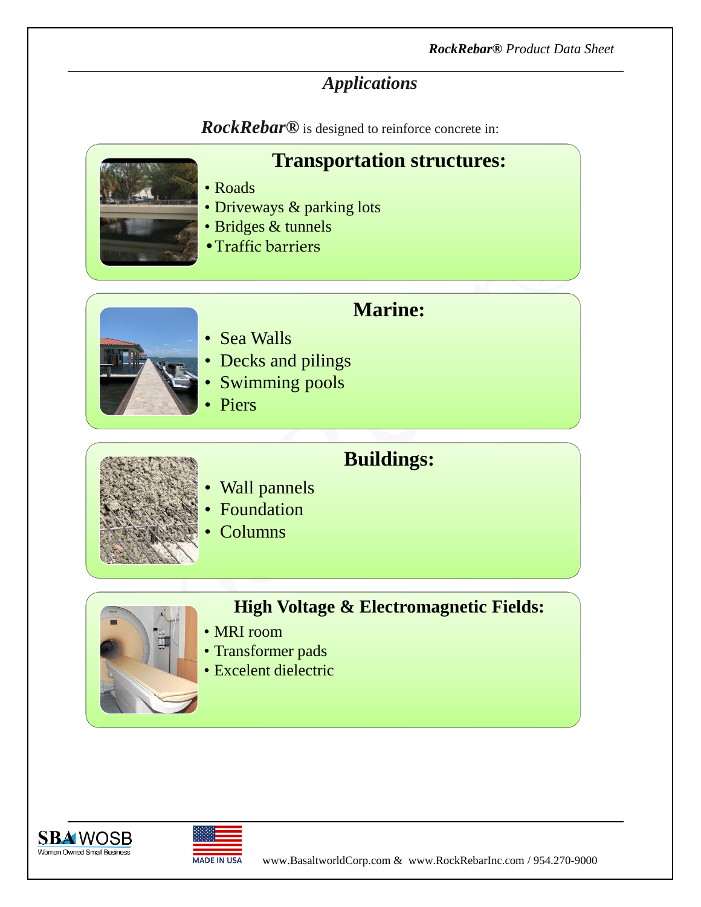## *Applications*

***RockRebar®*** is designed to reinforce concrete in:

### Transportation structures:

- Roads
- Driveways & parking lots
- Bridges & tunnels
- Traffic barriers

### Marine:

- Sea Walls
- Decks and pilings
- Swimming pools
- Piers

### Buildings:

- Wall pannels
- Foundation
- Columns

### High Voltage & Electromagnetic Fields:

- MRI room
- Transformer pads
- Excelent dielectric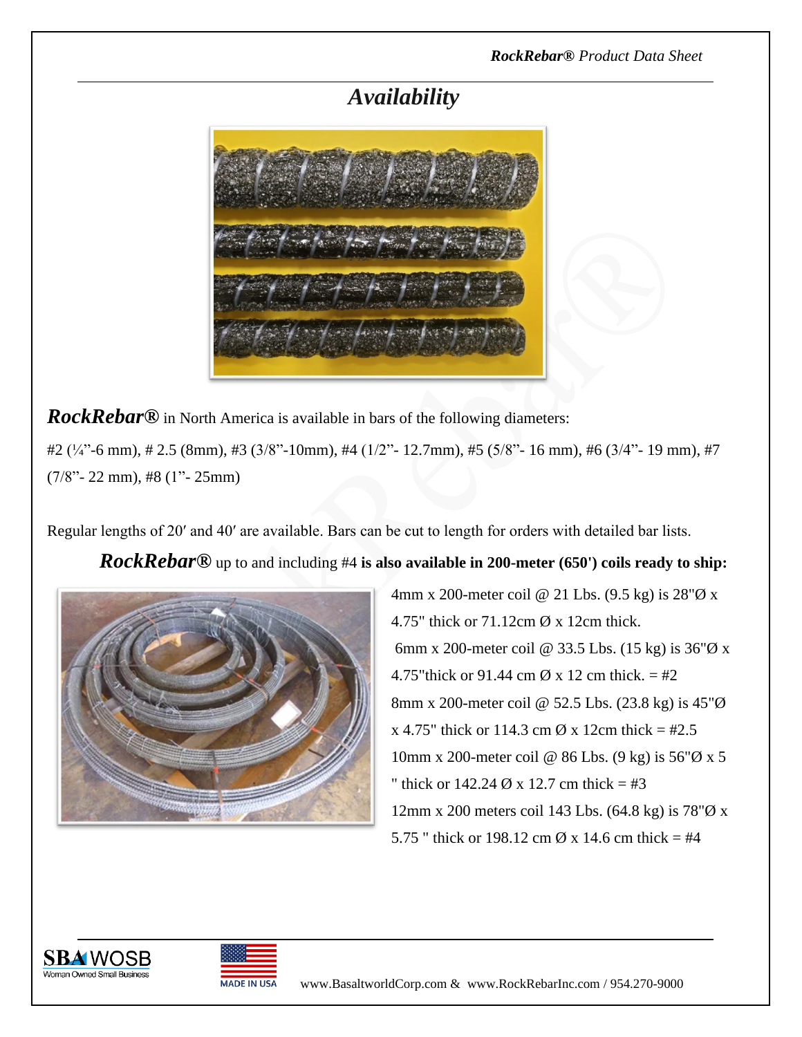# *Availability*

***RockRebar®*** in North America is available in bars of the following diameters:

#2 (¼"-6 mm), # 2.5 (8mm), #3 (3/8"-10mm), #4 (1/2"- 12.7mm), #5 (5/8"- 16 mm), #6 (3/4"- 19 mm), #7 (7/8"- 22 mm), #8 (1"- 25mm)

Regular lengths of 20′ and 40′ are available. Bars can be cut to length for orders with detailed bar lists.

***RockRebar®*** up to and including #4 **is also available in 200-meter (650') coils ready to ship:**

4mm x 200-meter coil @ 21 Lbs. (9.5 kg) is 28"Ø x 4.75" thick or 71.12cm Ø x 12cm thick.

6mm x 200-meter coil @ 33.5 Lbs. (15 kg) is 36"Ø x 4.75"thick or 91.44 cm Ø x 12 cm thick. = #2

8mm x 200-meter coil @ 52.5 Lbs. (23.8 kg) is 45"Ø x 4.75" thick or 114.3 cm Ø x 12cm thick = #2.5

10mm x 200-meter coil @ 86 Lbs. (9 kg) is 56"Ø x 5 " thick or 142.24 Ø x 12.7 cm thick = #3

12mm x 200 meters coil 143 Lbs. (64.8 kg) is 78"Ø x 5.75 " thick or 198.12 cm Ø x 14.6 cm thick = #4

SBA WOSB Woman Owned Small Business

MADE IN USA

www.BasaltworldCorp.com & www.RockRebarInc.com / 954.270-9000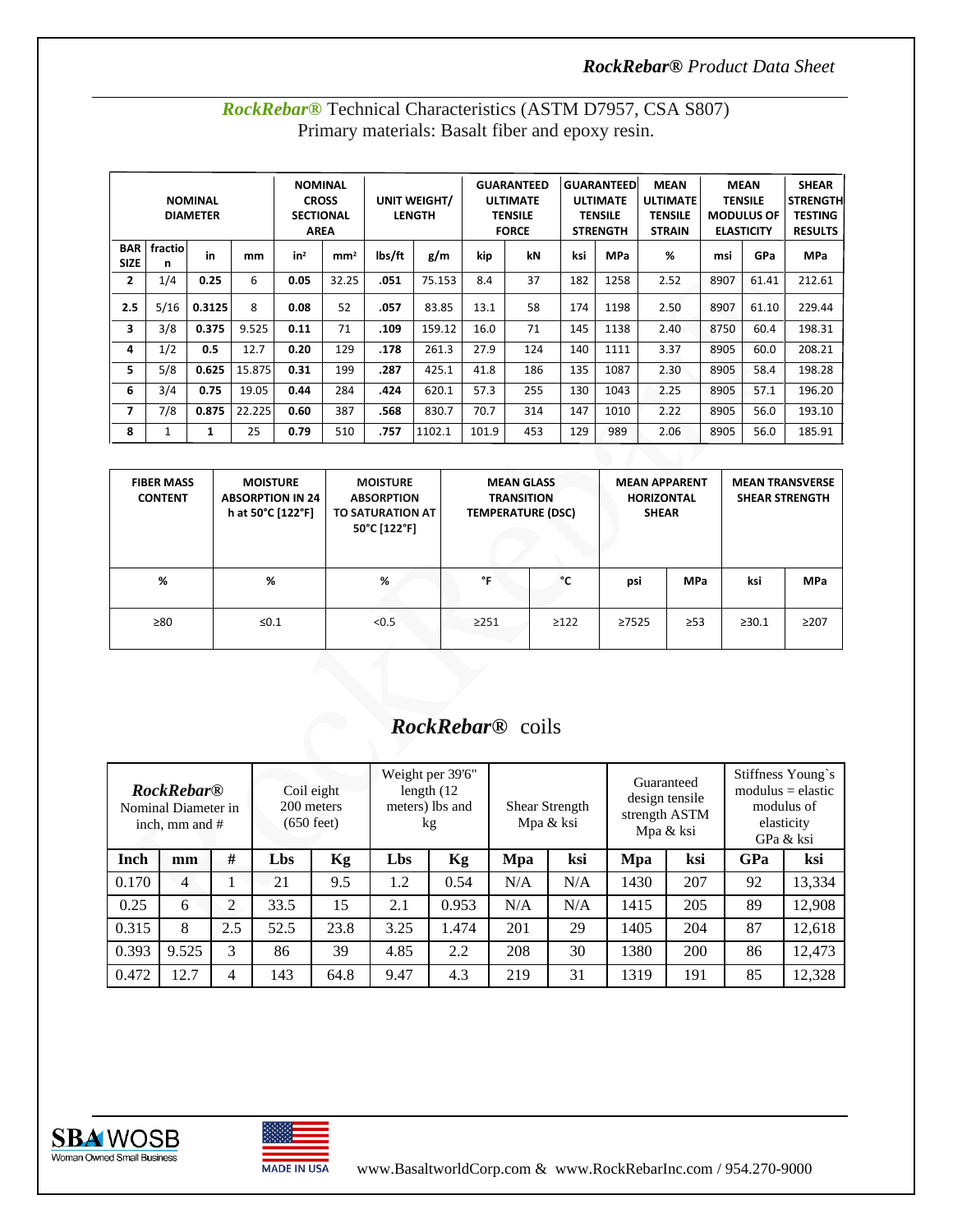## *RockRebar®* Technical Characteristics (ASTM D7957, CSA S807)

Primary materials: Basalt fiber and epoxy resin.

| NOMINAL DIAMETER | | | | NOMINAL CROSS SECTIONAL AREA | | UNIT WEIGHT/ LENGTH | | GUARANTEED ULTIMATE TENSILE FORCE | | GUARANTEED ULTIMATE TENSILE STRENGTH | | MEAN ULTIMATE TENSILE STRAIN | MEAN TENSILE MODULUS OF ELASTICITY | | SHEAR STRENGTH TESTING RESULTS |
|---|---|---|---|---|---|---|---|---|---|---|---|---|---|---|---|
| BAR SIZE | fraction | in | mm | in² | mm² | lbs/ft | g/m | kip | kN | ksi | MPa | % | msi | GPa | MPa |
| 2 | 1/4 | 0.25 | 6 | 0.05 | 32.25 | .051 | 75.153 | 8.4 | 37 | 182 | 1258 | 2.52 | 8907 | 61.41 | 212.61 |
| 2.5 | 5/16 | 0.3125 | 8 | 0.08 | 52 | .057 | 83.85 | 13.1 | 58 | 174 | 1198 | 2.50 | 8907 | 61.10 | 229.44 |
| 3 | 3/8 | 0.375 | 9.525 | 0.11 | 71 | .109 | 159.12 | 16.0 | 71 | 145 | 1138 | 2.40 | 8750 | 60.4 | 198.31 |
| 4 | 1/2 | 0.5 | 12.7 | 0.20 | 129 | .178 | 261.3 | 27.9 | 124 | 140 | 1111 | 3.37 | 8905 | 60.0 | 208.21 |
| 5 | 5/8 | 0.625 | 15.875 | 0.31 | 199 | .287 | 425.1 | 41.8 | 186 | 135 | 1087 | 2.30 | 8905 | 58.4 | 198.28 |
| 6 | 3/4 | 0.75 | 19.05 | 0.44 | 284 | .424 | 620.1 | 57.3 | 255 | 130 | 1043 | 2.25 | 8905 | 57.1 | 196.20 |
| 7 | 7/8 | 0.875 | 22.225 | 0.60 | 387 | .568 | 830.7 | 70.7 | 314 | 147 | 1010 | 2.22 | 8905 | 56.0 | 193.10 |
| 8 | 1 | 1 | 25 | 0.79 | 510 | .757 | 1102.1 | 101.9 | 453 | 129 | 989 | 2.06 | 8905 | 56.0 | 185.91 |

| FIBER MASS CONTENT | MOISTURE ABSORPTION IN 24 h at 50°C [122°F] | MOISTURE ABSORPTION TO SATURATION AT 50°C [122°F] | MEAN GLASS TRANSITION TEMPERATURE (DSC) | | MEAN APPARENT HORIZONTAL SHEAR | | MEAN TRANSVERSE SHEAR STRENGTH | |
|---|---|---|---|---|---|---|---|---|
| % | % | % | °F | °C | psi | MPa | ksi | MPa |
| ≥80 | ≤0.1 | <0.5 | ≥251 | ≥122 | ≥7525 | ≥53 | ≥30.1 | ≥207 |

## *RockRebar®* coils

| *RockRebar®* Nominal Diameter in inch, mm and # | | | Coil eight 200 meters (650 feet) | | Weight per 39'6" length (12 meters) lbs and kg | | Shear Strength Mpa & ksi | | Guaranteed design tensile strength ASTM Mpa & ksi | | Stiffness Young`s modulus = elastic modulus of elasticity GPa & ksi | |
|---|---|---|---|---|---|---|---|---|---|---|---|---|
| Inch | mm | # | Lbs | Kg | Lbs | Kg | Mpa | ksi | Mpa | ksi | GPa | ksi |
| 0.170 | 4 | 1 | 21 | 9.5 | 1.2 | 0.54 | N/A | N/A | 1430 | 207 | 92 | 13,334 |
| 0.25 | 6 | 2 | 33.5 | 15 | 2.1 | 0.953 | N/A | N/A | 1415 | 205 | 89 | 12,908 |
| 0.315 | 8 | 2.5 | 52.5 | 23.8 | 3.25 | 1.474 | 201 | 29 | 1405 | 204 | 87 | 12,618 |
| 0.393 | 9.525 | 3 | 86 | 39 | 4.85 | 2.2 | 208 | 30 | 1380 | 200 | 86 | 12,473 |
| 0.472 | 12.7 | 4 | 143 | 64.8 | 9.47 | 4.3 | 219 | 31 | 1319 | 191 | 85 | 12,328 |

SBA WOSB Woman Owned Small Business

MADE IN USA

www.BasaltworldCorp.com & www.RockRebarInc.com / 954.270-9000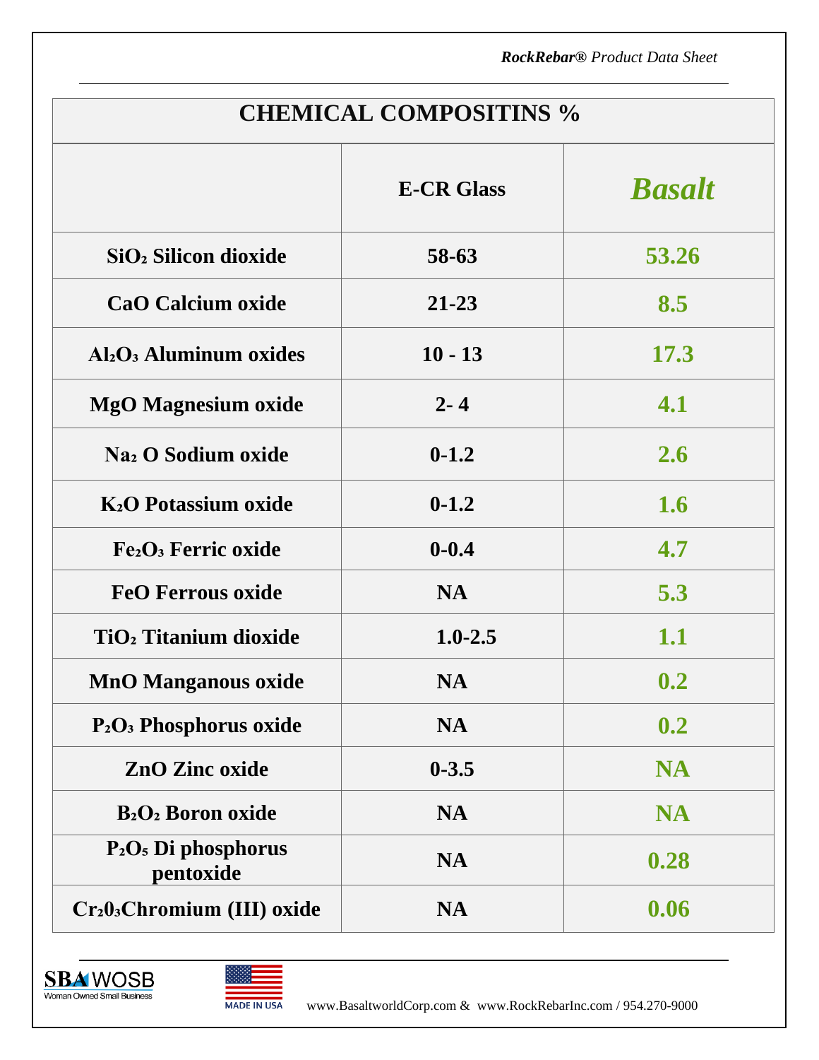| CHEMICAL COMPOSITINS % | | |
|---|---|---|
| | **E-CR Glass** | ***Basalt*** |
| **$SiO_2$ Silicon dioxide** | **58-63** | **53.26** |
| **CaO Calcium oxide** | **21-23** | **8.5** |
| **$Al_2O_3$ Aluminum oxides** | **10 - 13** | **17.3** |
| **MgO Magnesium oxide** | **2- 4** | **4.1** |
| **$Na_2$ O Sodium oxide** | **0-1.2** | **2.6** |
| **$K_2O$ Potassium oxide** | **0-1.2** | **1.6** |
| **$Fe_2O_3$ Ferric oxide** | **0-0.4** | **4.7** |
| **FeO Ferrous oxide** | **NA** | **5.3** |
| **$TiO_2$ Titanium dioxide** | **1.0-2.5** | **1.1** |
| **MnO Manganous oxide** | **NA** | **0.2** |
| **$P_2O_3$ Phosphorus oxide** | **NA** | **0.2** |
| **ZnO Zinc oxide** | **0-3.5** | **NA** |
| **$B_2O_2$ Boron oxide** | **NA** | **NA** |
| **$P_2O_5$ Di phosphorus pentoxide** | **NA** | **0.28** |
| **$Cr_20_3$Chromium (III) oxide** | **NA** | **0.06** |

SBA WOSB Woman Owned Small Business

MADE IN USA

www.BasaltworldCorp.com & www.RockRebarInc.com / 954.270-9000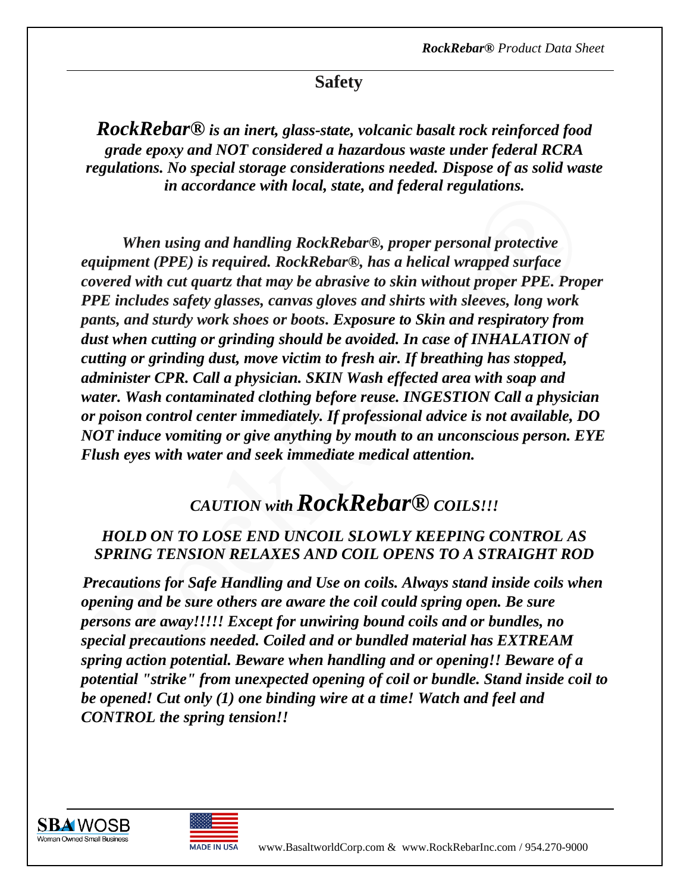## Safety

***RockRebar® is an inert, glass-state, volcanic basalt rock reinforced food grade epoxy and NOT considered a hazardous waste under federal RCRA regulations. No special storage considerations needed. Dispose of as solid waste in accordance with local, state, and federal regulations.***

***When using and handling RockRebar®, proper personal protective equipment (PPE) is required. RockRebar®, has a helical wrapped surface covered with cut quartz that may be abrasive to skin without proper PPE. Proper PPE includes safety glasses, canvas gloves and shirts with sleeves, long work pants, and sturdy work shoes or boots. Exposure to Skin and respiratory from dust when cutting or grinding should be avoided. In case of INHALATION of cutting or grinding dust, move victim to fresh air. If breathing has stopped, administer CPR. Call a physician. SKIN Wash effected area with soap and water. Wash contaminated clothing before reuse. INGESTION Call a physician or poison control center immediately. If professional advice is not available, DO NOT induce vomiting or give anything by mouth to an unconscious person. EYE Flush eyes with water and seek immediate medical attention.***

## *CAUTION with **RockRebar®** COILS!!!*

*HOLD ON TO LOSE END UNCOIL SLOWLY KEEPING CONTROL AS SPRING TENSION RELAXES AND COIL OPENS TO A STRAIGHT ROD*

***Precautions for Safe Handling and Use on coils. Always stand inside coils when opening and be sure others are aware the coil could spring open. Be sure persons are away!!!!! Except for unwiring bound coils and or bundles, no special precautions needed. Coiled and or bundled material has EXTREAM spring action potential. Beware when handling and or opening!! Beware of a potential "strike" from unexpected opening of coil or bundle. Stand inside coil to be opened! Cut only (1) one binding wire at a time! Watch and feel and CONTROL the spring tension!!***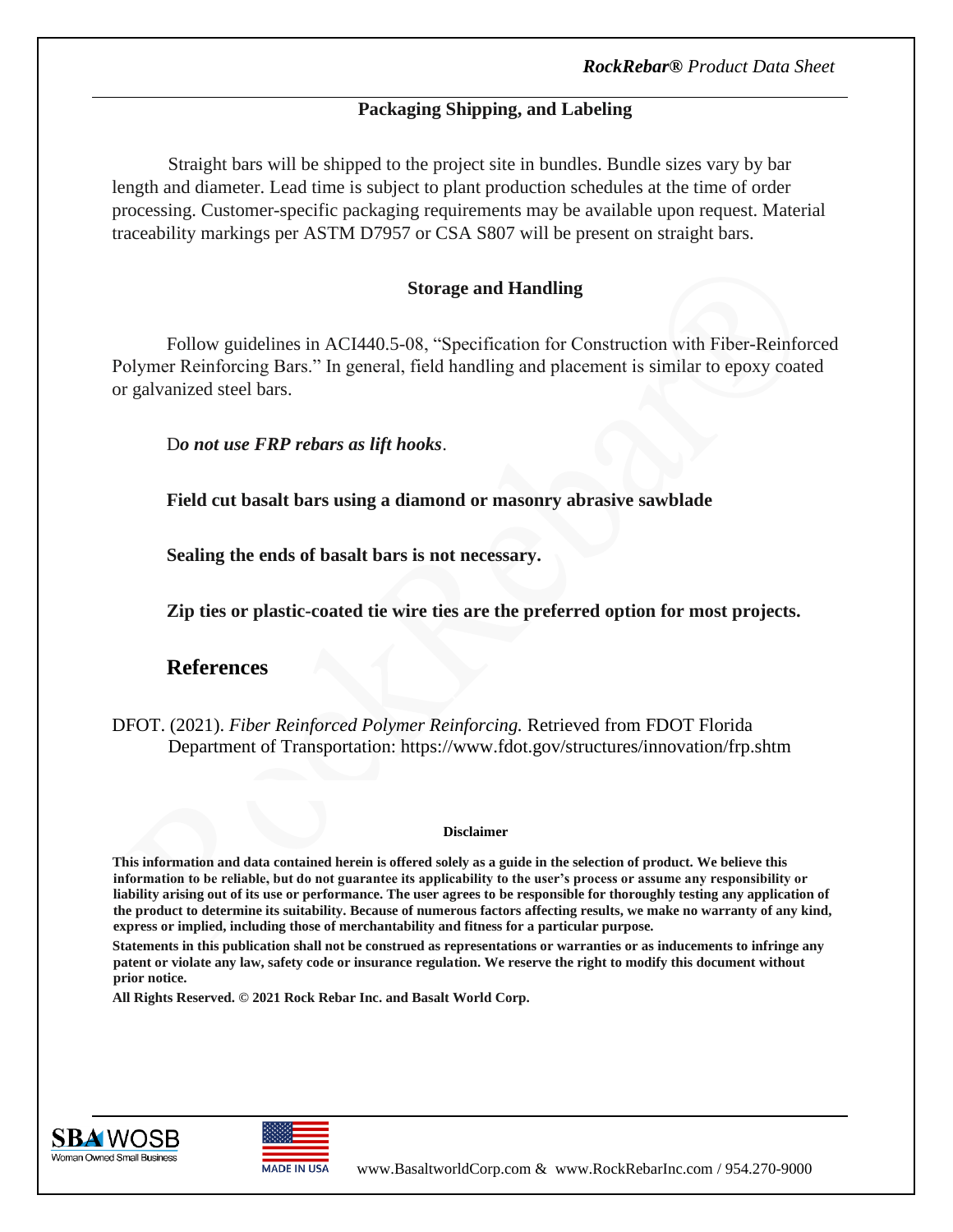## Packaging Shipping, and Labeling

Straight bars will be shipped to the project site in bundles. Bundle sizes vary by bar length and diameter. Lead time is subject to plant production schedules at the time of order processing. Customer-specific packaging requirements may be available upon request. Material traceability markings per ASTM D7957 or CSA S807 will be present on straight bars.

## Storage and Handling

Follow guidelines in ACI440.5-08, "Specification for Construction with Fiber-Reinforced Polymer Reinforcing Bars." In general, field handling and placement is similar to epoxy coated or galvanized steel bars.

D***o not use FRP rebars as lift hooks***.

**Field cut basalt bars using a diamond or masonry abrasive sawblade**

**Sealing the ends of basalt bars is not necessary.**

**Zip ties or plastic-coated tie wire ties are the preferred option for most projects.**

## References

DFOT. (2021). *Fiber Reinforced Polymer Reinforcing.* Retrieved from FDOT Florida Department of Transportation: https://www.fdot.gov/structures/innovation/frp.shtm

**Disclaimer**

**This information and data contained herein is offered solely as a guide in the selection of product. We believe this information to be reliable, but do not guarantee its applicability to the user's process or assume any responsibility or liability arising out of its use or performance. The user agrees to be responsible for thoroughly testing any application of the product to determine its suitability. Because of numerous factors affecting results, we make no warranty of any kind, express or implied, including those of merchantability and fitness for a particular purpose.**

**Statements in this publication shall not be construed as representations or warranties or as inducements to infringe any patent or violate any law, safety code or insurance regulation. We reserve the right to modify this document without prior notice.**

**All Rights Reserved. © 2021 Rock Rebar Inc. and Basalt World Corp.**